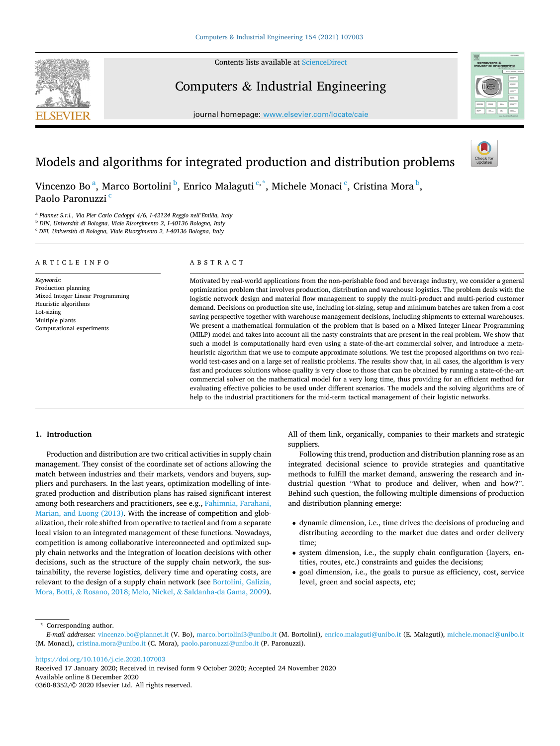Contents lists available at ScienceDirect

# Computers & Industrial Engineering

journal homepage: www.elsevier.com/locate/caie

# Models and algorithms for integrated production and distribution problems

Vincenzo Bo [a], Marco Bortolini [b], Enrico Malaguti [c,*], Michele Monaci [c], Cristina Mora [b], Paolo Paronuzzi [c]

[a] Plannet S.r.l., Via Pier Carlo Cadoppi 4/6, I-42124 Reggio nell'Emilia, Italy
[b] DIN, Università di Bologna, Viale Risorgimento 2, I-40136 Bologna, Italy
[c] DEI, Università di Bologna, Viale Risorgimento 2, I-40136 Bologna, Italy

## ARTICLE INFO

*Keywords:*
Production planning
Mixed Integer Linear Programming
Heuristic algorithms
Lot-sizing
Multiple plants
Computational experiments

## ABSTRACT

Motivated by real-world applications from the non-perishable food and beverage industry, we consider a general optimization problem that involves production, distribution and warehouse logistics. The problem deals with the logistic network design and material flow management to supply the multi-product and multi-period customer demand. Decisions on production site use, including lot-sizing, setup and minimum batches are taken from a cost saving perspective together with warehouse management decisions, including shipments to external warehouses. We present a mathematical formulation of the problem that is based on a Mixed Integer Linear Programming (MILP) model and takes into account all the nasty constraints that are present in the real problem. We show that such a model is computationally hard even using a state-of-the-art commercial solver, and introduce a metaheuristic algorithm that we use to compute approximate solutions. We test the proposed algorithms on two real-world test-cases and on a large set of realistic problems. The results show that, in all cases, the algorithm is very fast and produces solutions whose quality is very close to those that can be obtained by running a state-of-the-art commercial solver on the mathematical model for a very long time, thus providing for an efficient method for evaluating effective policies to be used under different scenarios. The models and the solving algorithms are of help to the industrial practitioners for the mid-term tactical management of their logistic networks.

## 1. Introduction

Production and distribution are two critical activities in supply chain management. They consist of the coordinate set of actions allowing the match between industries and their markets, vendors and buyers, suppliers and purchasers. In the last years, optimization modelling of integrated production and distribution plans has raised significant interest among both researchers and practitioners, see e.g., Fahimnia, Farahani, Marian, and Luong (2013). With the increase of competition and globalization, their role shifted from operative to tactical and from a separate local vision to an integrated management of these functions. Nowadays, competition is among collaborative interconnected and optimized supply chain networks and the integration of location decisions with other decisions, such as the structure of the supply chain network, the sustainability, the reverse logistics, delivery time and operating costs, are relevant to the design of a supply chain network (see Bortolini, Galizia, Mora, Botti, & Rosano, 2018; Melo, Nickel, & Saldanha-da Gama, 2009). All of them link, organically, companies to their markets and strategic suppliers.

Following this trend, production and distribution planning rose as an integrated decisional science to provide strategies and quantitative methods to fulfill the market demand, answering the research and industrial question "What to produce and deliver, when and how?". Behind such question, the following multiple dimensions of production and distribution planning emerge:

- dynamic dimension, i.e., time drives the decisions of producing and distributing according to the market due dates and order delivery time;
- system dimension, i.e., the supply chain configuration (layers, entities, routes, etc.) constraints and guides the decisions;
- goal dimension, i.e., the goals to pursue as efficiency, cost, service level, green and social aspects, etc;

---

* Corresponding author.
*E-mail addresses:* vincenzo.bo@plannet.it (V. Bo), marco.bortolini3@unibo.it (M. Bortolini), enrico.malaguti@unibo.it (E. Malaguti), michele.monaci@unibo.it (M. Monaci), cristina.mora@unibo.it (C. Mora), paolo.paronuzzi@unibo.it (P. Paronuzzi).

https://doi.org/10.1016/j.cie.2020.107003
Received 17 January 2020; Received in revised form 9 October 2020; Accepted 24 November 2020
Available online 8 December 2020
0360-8352/© 2020 Elsevier Ltd. All rights reserved.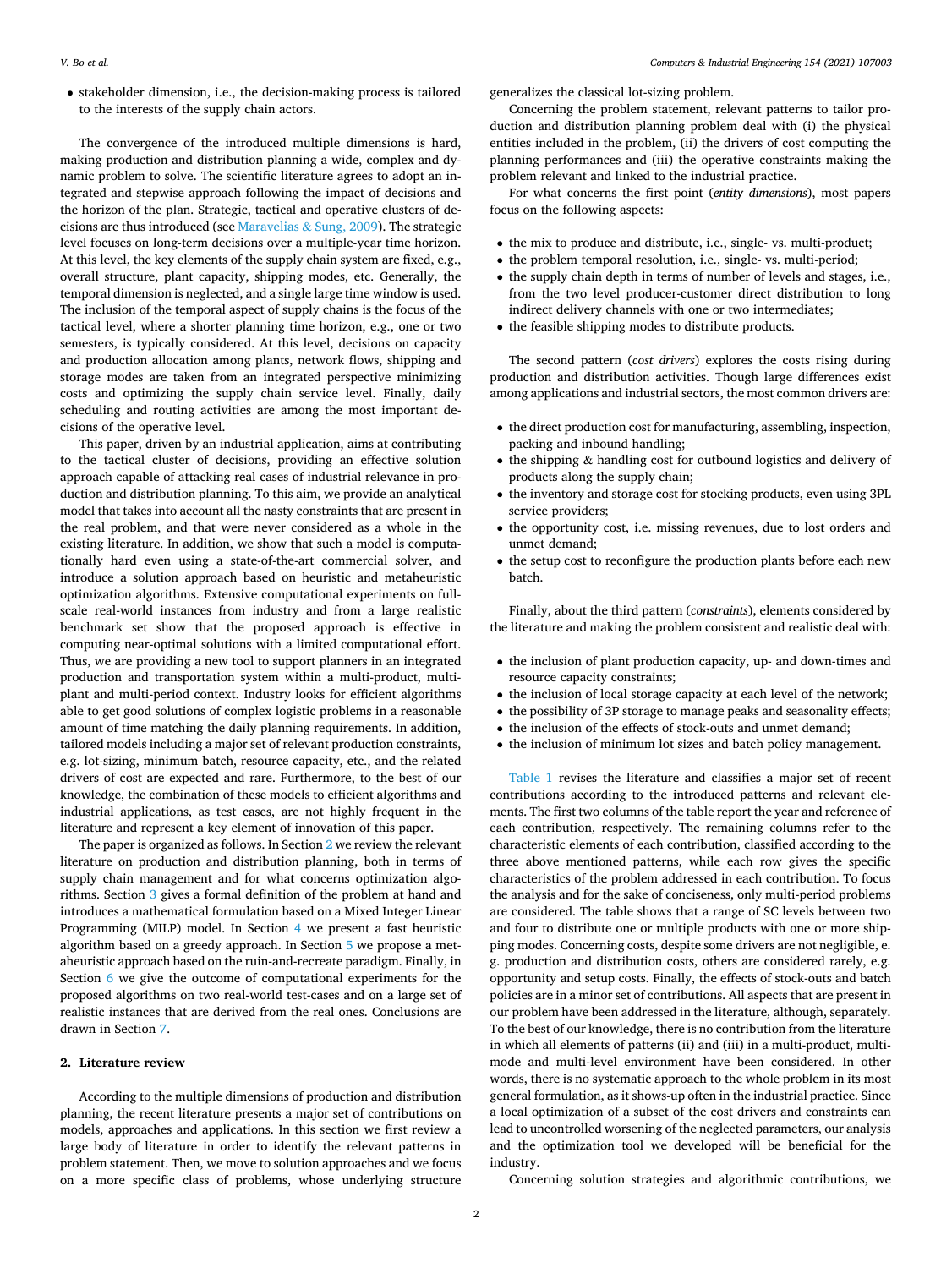- stakeholder dimension, i.e., the decision-making process is tailored to the interests of the supply chain actors.

The convergence of the introduced multiple dimensions is hard, making production and distribution planning a wide, complex and dynamic problem to solve. The scientific literature agrees to adopt an integrated and stepwise approach following the impact of decisions and the horizon of the plan. Strategic, tactical and operative clusters of decisions are thus introduced (see Maravelias & Sung, 2009). The strategic level focuses on long-term decisions over a multiple-year time horizon. At this level, the key elements of the supply chain system are fixed, e.g., overall structure, plant capacity, shipping modes, etc. Generally, the temporal dimension is neglected, and a single large time window is used. The inclusion of the temporal aspect of supply chains is the focus of the tactical level, where a shorter planning time horizon, e.g., one or two semesters, is typically considered. At this level, decisions on capacity and production allocation among plants, network flows, shipping and storage modes are taken from an integrated perspective minimizing costs and optimizing the supply chain service level. Finally, daily scheduling and routing activities are among the most important decisions of the operative level.

This paper, driven by an industrial application, aims at contributing to the tactical cluster of decisions, providing an effective solution approach capable of attacking real cases of industrial relevance in production and distribution planning. To this aim, we provide an analytical model that takes into account all the nasty constraints that are present in the real problem, and that were never considered as a whole in the existing literature. In addition, we show that such a model is computationally hard even using a state-of-the-art commercial solver, and introduce a solution approach based on heuristic and metaheuristic optimization algorithms. Extensive computational experiments on full-scale real-world instances from industry and from a large realistic benchmark set show that the proposed approach is effective in computing near-optimal solutions with a limited computational effort. Thus, we are providing a new tool to support planners in an integrated production and transportation system within a multi-product, multi-plant and multi-period context. Industry looks for efficient algorithms able to get good solutions of complex logistic problems in a reasonable amount of time matching the daily planning requirements. In addition, tailored models including a major set of relevant production constraints, e.g. lot-sizing, minimum batch, resource capacity, etc., and the related drivers of cost are expected and rare. Furthermore, to the best of our knowledge, the combination of these models to efficient algorithms and industrial applications, as test cases, are not highly frequent in the literature and represent a key element of innovation of this paper.

The paper is organized as follows. In Section 2 we review the relevant literature on production and distribution planning, both in terms of supply chain management and for what concerns optimization algorithms. Section 3 gives a formal definition of the problem at hand and introduces a mathematical formulation based on a Mixed Integer Linear Programming (MILP) model. In Section 4 we present a fast heuristic algorithm based on a greedy approach. In Section 5 we propose a metaheuristic approach based on the ruin-and-recreate paradigm. Finally, in Section 6 we give the outcome of computational experiments for the proposed algorithms on two real-world test-cases and on a large set of realistic instances that are derived from the real ones. Conclusions are drawn in Section 7.

## 2. Literature review

According to the multiple dimensions of production and distribution planning, the recent literature presents a major set of contributions on models, approaches and applications. In this section we first review a large body of literature in order to identify the relevant patterns in problem statement. Then, we move to solution approaches and we focus on a more specific class of problems, whose underlying structure generalizes the classical lot-sizing problem.

Concerning the problem statement, relevant patterns to tailor production and distribution planning problem deal with (i) the physical entities included in the problem, (ii) the drivers of cost computing the planning performances and (iii) the operative constraints making the problem relevant and linked to the industrial practice.

For what concerns the first point (*entity dimensions*), most papers focus on the following aspects:

- the mix to produce and distribute, i.e., single- vs. multi-product;
- the problem temporal resolution, i.e., single- vs. multi-period;
- the supply chain depth in terms of number of levels and stages, i.e., from the two level producer-customer direct distribution to long indirect delivery channels with one or two intermediates;
- the feasible shipping modes to distribute products.

The second pattern (*cost drivers*) explores the costs rising during production and distribution activities. Though large differences exist among applications and industrial sectors, the most common drivers are:

- the direct production cost for manufacturing, assembling, inspection, packing and inbound handling;
- the shipping & handling cost for outbound logistics and delivery of products along the supply chain;
- the inventory and storage cost for stocking products, even using 3PL service providers;
- the opportunity cost, i.e. missing revenues, due to lost orders and unmet demand;
- the setup cost to reconfigure the production plants before each new batch.

Finally, about the third pattern (*constraints*), elements considered by the literature and making the problem consistent and realistic deal with:

- the inclusion of plant production capacity, up- and down-times and resource capacity constraints;
- the inclusion of local storage capacity at each level of the network;
- the possibility of 3P storage to manage peaks and seasonality effects;
- the inclusion of the effects of stock-outs and unmet demand;
- the inclusion of minimum lot sizes and batch policy management.

Table 1 revises the literature and classifies a major set of recent contributions according to the introduced patterns and relevant elements. The first two columns of the table report the year and reference of each contribution, respectively. The remaining columns refer to the characteristic elements of each contribution, classified according to the three above mentioned patterns, while each row gives the specific characteristics of the problem addressed in each contribution. To focus the analysis and for the sake of conciseness, only multi-period problems are considered. The table shows that a range of SC levels between two and four to distribute one or multiple products with one or more shipping modes. Concerning costs, despite some drivers are not negligible, e.g. production and distribution costs, others are considered rarely, e.g. opportunity and setup costs. Finally, the effects of stock-outs and batch policies are in a minor set of contributions. All aspects that are present in our problem have been addressed in the literature, although, separately. To the best of our knowledge, there is no contribution from the literature in which all elements of patterns (ii) and (iii) in a multi-product, multi-mode and multi-level environment have been considered. In other words, there is no systematic approach to the whole problem in its most general formulation, as it shows-up often in the industrial practice. Since a local optimization of a subset of the cost drivers and constraints can lead to uncontrolled worsening of the neglected parameters, our analysis and the optimization tool we developed will be beneficial for the industry.

Concerning solution strategies and algorithmic contributions, we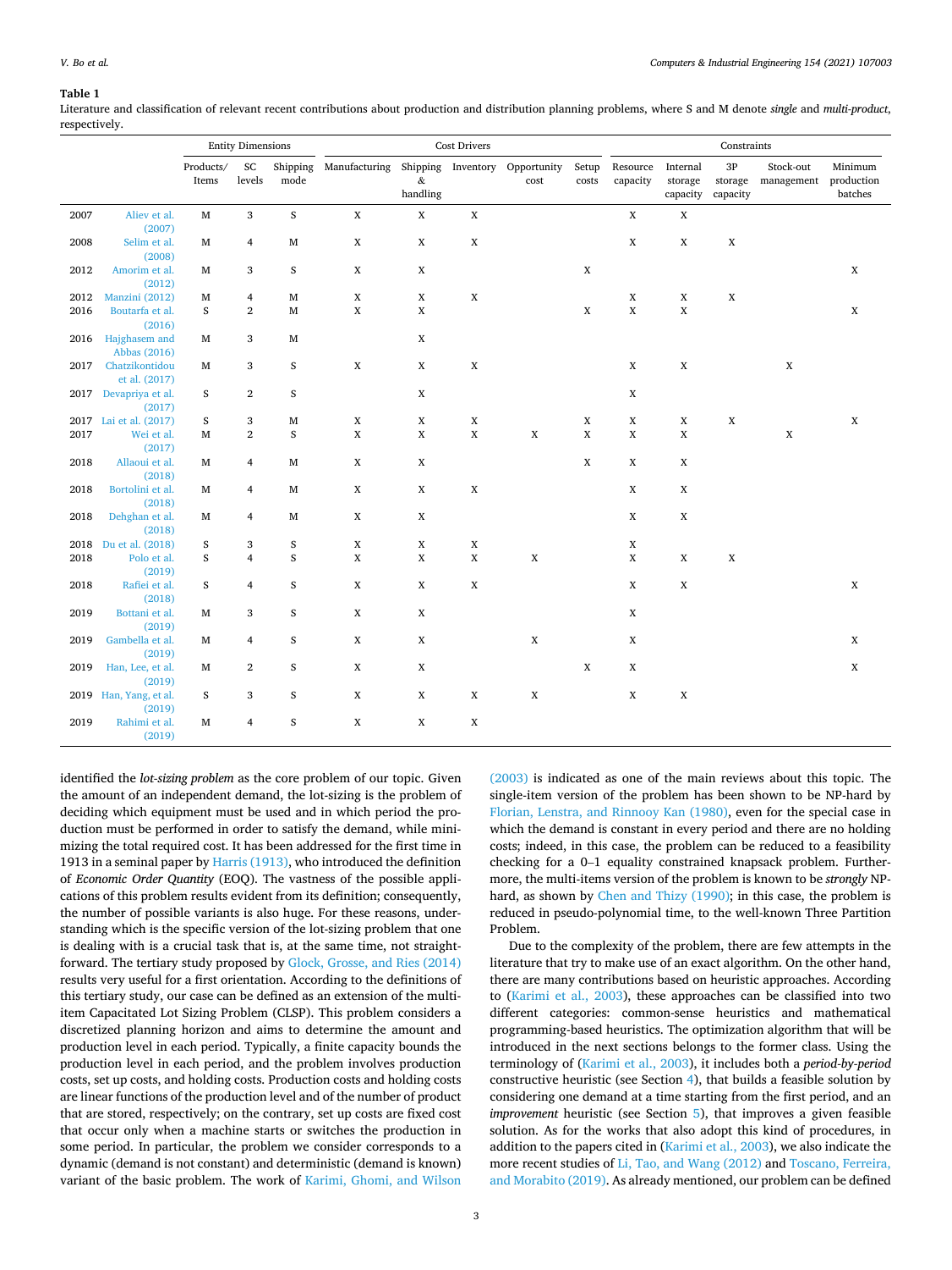**Table 1**
Literature and classification of relevant recent contributions about production and distribution planning problems, where S and M denote *single* and *multi-product*, respectively.

| | | Entity Dimensions | | | Cost Drivers | | | | | Constraints | | | | |
|---|---|---|---|---|---|---|---|---|---|---|---|---|---|---|
| | | Products/ Items | SC levels | Shipping mode | Manufacturing | Shipping & handling | Inventory | Opportunity cost | Setup costs | Resource capacity | Internal storage capacity | 3P storage capacity | Stock-out management | Minimum production batches |
| 2007 | Aliev et al. (2007) | M | 3 | S | X | X | X | | | X | X | | | |
| 2008 | Selim et al. (2008) | M | 4 | M | X | X | X | | | X | X | X | | |
| 2012 | Amorim et al. (2012) | M | 3 | S | X | X | | | X | | | | | X |
| 2012 | Manzini (2012) | M | 4 | M | X | X | X | | | X | X | X | | |
| 2016 | Boutarfa et al. (2016) | S | 2 | M | X | X | | | X | X | X | | | X |
| 2016 | Hajghasem and Abbas (2016) | M | 3 | M | | X | | | | | | | | |
| 2017 | Chatzikontidou et al. (2017) | M | 3 | S | X | X | X | | | X | X | | X | |
| 2017 | Devapriya et al. (2017) | S | 2 | S | | X | | | | X | | | | |
| 2017 | Lai et al. (2017) | S | 3 | M | X | X | X | | X | X | X | X | | X |
| 2017 | Wei et al. (2017) | M | 2 | S | X | X | X | X | X | X | X | | X | |
| 2018 | Allaoui et al. (2018) | M | 4 | M | X | X | | | X | X | X | | | |
| 2018 | Bortolini et al. (2018) | M | 4 | M | X | X | X | | | X | X | | | |
| 2018 | Dehghan et al. (2018) | M | 4 | M | X | X | | | | X | X | | | |
| 2018 | Du et al. (2018) | S | 3 | S | X | X | X | | | X | | | | |
| 2018 | Polo et al. (2019) | S | 4 | S | X | X | X | X | | X | X | X | | |
| 2018 | Rafiei et al. (2018) | S | 4 | S | X | X | X | | | X | X | | | X |
| 2019 | Bottani et al. (2019) | M | 3 | S | X | X | | | | X | | | | |
| 2019 | Gambella et al. (2019) | M | 4 | S | X | X | | X | | X | | | | X |
| 2019 | Han, Lee, et al. (2019) | M | 2 | S | X | X | | | X | X | | | | X |
| 2019 | Han, Yang, et al. (2019) | S | 3 | S | X | X | X | X | | X | X | | | |
| 2019 | Rahimi et al. (2019) | M | 4 | S | X | X | X | | | | | | | |

identified the *lot-sizing problem* as the core problem of our topic. Given the amount of an independent demand, the lot-sizing is the problem of deciding which equipment must be used and in which period the production must be performed in order to satisfy the demand, while minimizing the total required cost. It has been addressed for the first time in 1913 in a seminal paper by Harris (1913), who introduced the definition of *Economic Order Quantity* (EOQ). The vastness of the possible applications of this problem results evident from its definition; consequently, the number of possible variants is also huge. For these reasons, understanding which is the specific version of the lot-sizing problem that one is dealing with is a crucial task that is, at the same time, not straightforward. The tertiary study proposed by Glock, Grosse, and Ries (2014) results very useful for a first orientation. According to the definitions of this tertiary study, our case can be defined as an extension of the multi-item Capacitated Lot Sizing Problem (CLSP). This problem considers a discretized planning horizon and aims to determine the amount and production level in each period. Typically, a finite capacity bounds the production level in each period, and the problem involves production costs, set up costs, and holding costs. Production costs and holding costs are linear functions of the production level and of the number of product that are stored, respectively; on the contrary, set up costs are fixed cost that occur only when a machine starts or switches the production in some period. In particular, the problem we consider corresponds to a dynamic (demand is not constant) and deterministic (demand is known) variant of the basic problem. The work of Karimi, Ghomi, and Wilson (2003) is indicated as one of the main reviews about this topic. The single-item version of the problem has been shown to be NP-hard by Florian, Lenstra, and Rinnooy Kan (1980), even for the special case in which the demand is constant in every period and there are no holding costs; indeed, in this case, the problem can be reduced to a feasibility checking for a 0–1 equality constrained knapsack problem. Furthermore, the multi-items version of the problem is known to be *strongly* NP-hard, as shown by Chen and Thizy (1990); in this case, the problem is reduced in pseudo-polynomial time, to the well-known Three Partition Problem.

Due to the complexity of the problem, there are few attempts in the literature that try to make use of an exact algorithm. On the other hand, there are many contributions based on heuristic approaches. According to (Karimi et al., 2003), these approaches can be classified into two different categories: common-sense heuristics and mathematical programming-based heuristics. The optimization algorithm that will be introduced in the next sections belongs to the former class. Using the terminology of (Karimi et al., 2003), it includes both a *period-by-period* constructive heuristic (see Section 4), that builds a feasible solution by considering one demand at a time starting from the first period, and an *improvement* heuristic (see Section 5), that improves a given feasible solution. As for the works that also adopt this kind of procedures, in addition to the papers cited in (Karimi et al., 2003), we also indicate the more recent studies of Li, Tao, and Wang (2012) and Toscano, Ferreira, and Morabito (2019). As already mentioned, our problem can be defined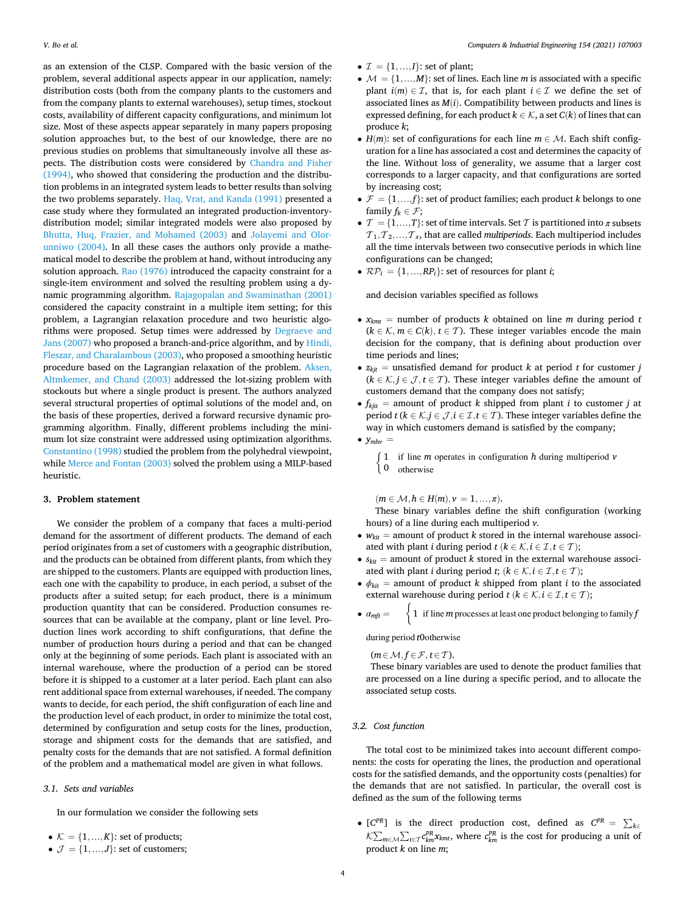as an extension of the CLSP. Compared with the basic version of the problem, several additional aspects appear in our application, namely: distribution costs (both from the company plants to the customers and from the company plants to external warehouses), setup times, stockout costs, availability of different capacity configurations, and minimum lot size. Most of these aspects appear separately in many papers proposing solution approaches but, to the best of our knowledge, there are no previous studies on problems that simultaneously involve all these aspects. The distribution costs were considered by Chandra and Fisher (1994), who showed that considering the production and the distribution problems in an integrated system leads to better results than solving the two problems separately. Haq, Vrat, and Kanda (1991) presented a case study where they formulated an integrated production-inventory-distribution model; similar integrated models were also proposed by Bhutta, Huq, Frazier, and Mohamed (2003) and Jolayemi and Olorunniwo (2004). In all these cases the authors only provide a mathematical model to describe the problem at hand, without introducing any solution approach. Rao (1976) introduced the capacity constraint for a single-item environment and solved the resulting problem using a dynamic programming algorithm. Rajagopalan and Swaminathan (2001) considered the capacity constraint in a multiple item setting; for this problem, a Lagrangian relaxation procedure and two heuristic algorithms were proposed. Setup times were addressed by Degraeve and Jans (2007) who proposed a branch-and-price algorithm, and by Hindi, Fleszar, and Charalambous (2003), who proposed a smoothing heuristic procedure based on the Lagrangian relaxation of the problem. Aksen, Altmkemer, and Chand (2003) addressed the lot-sizing problem with stockouts but where a single product is present. The authors analyzed several structural properties of optimal solutions of the model and, on the basis of these properties, derived a forward recursive dynamic programming algorithm. Finally, different problems including the minimum lot size constraint were addressed using optimization algorithms. Constantino (1998) studied the problem from the polyhedral viewpoint, while Merce and Fontan (2003) solved the problem using a MILP-based heuristic.

## 3. Problem statement

We consider the problem of a company that faces a multi-period demand for the assortment of different products. The demand of each period originates from a set of customers with a geographic distribution, and the products can be obtained from different plants, from which they are shipped to the customers. Plants are equipped with production lines, each one with the capability to produce, in each period, a subset of the products after a suited setup; for each product, there is a minimum production quantity that can be considered. Production consumes resources that can be available at the company, plant or line level. Production lines work according to shift configurations, that define the number of production hours during a period and that can be changed only at the beginning of some periods. Each plant is associated with an internal warehouse, where the production of a period can be stored before it is shipped to a customer at a later period. Each plant can also rent additional space from external warehouses, if needed. The company wants to decide, for each period, the shift configuration of each line and the production level of each product, in order to minimize the total cost, determined by configuration and setup costs for the lines, production, storage and shipment costs for the demands that are satisfied, and penalty costs for the demands that are not satisfied. A formal definition of the problem and a mathematical model are given in what follows.

### 3.1. Sets and variables

In our formulation we consider the following sets

- $\mathcal{K} = \{1,\dots,K\}$: set of products;
- $\mathcal{J} = \{1,\dots,J\}$: set of customers;
- $\mathcal{I} = \{1,\dots,I\}$: set of plant;
- $\mathcal{M} = \{1,\dots,M\}$: set of lines. Each line $m$ is associated with a specific plant $i(m) \in \mathcal{I}$, that is, for each plant $i \in \mathcal{I}$ we define the set of associated lines as $M(i)$. Compatibility between products and lines is expressed defining, for each product $k \in \mathcal{K}$, a set $C(k)$ of lines that can produce $k$;
- $H(m)$: set of configurations for each line $m \in \mathcal{M}$. Each shift configuration for a line has associated a cost and determines the capacity of the line. Without loss of generality, we assume that a larger cost corresponds to a larger capacity, and that configurations are sorted by increasing cost;
- $\mathcal{F} = \{1,\dots,f\}$: set of product families; each product $k$ belongs to one family $f_k \in \mathcal{F}$;
- $\mathcal{T} = \{1,\dots,T\}$: set of time intervals. Set $\mathcal{T}$ is partitioned into $\pi$ subsets $\mathcal{T}_1, \mathcal{T}_2, \dots, \mathcal{T}_\pi$, that are called *multiperiods*. Each multiperiod includes all the time intervals between two consecutive periods in which line configurations can be changed;
- $\mathcal{RP}_i = \{1,\dots,RP_i\}$: set of resources for plant $i$;

and decision variables specified as follows

- $x_{kmt}$ = number of products $k$ obtained on line $m$ during period $t$ ($k \in \mathcal{K}, m \in C(k), t \in \mathcal{T}$). These integer variables encode the main decision for the company, that is defining about production over time periods and lines;
- $z_{kjt}$ = unsatisfied demand for product $k$ at period $t$ for customer $j$ ($k \in \mathcal{K}, j \in \mathcal{J}, t \in \mathcal{T}$). These integer variables define the amount of customers demand that the company does not satisfy;
- $f_{kjit}$ = amount of product $k$ shipped from plant $i$ to customer $j$ at period $t$ ($k \in \mathcal{K}, j \in \mathcal{J}, i \in \mathcal{I}, t \in \mathcal{T}$). These integer variables define the way in which customers demand is satisfied by the company;
- $y_{mhv}$ =
$$\begin{cases} 1 & \text{if line } m \text{ operates in configuration } h \text{ during multiperiod } v \\ 0 & \text{otherwise} \end{cases}$$
($m \in \mathcal{M}, h \in H(m), v = 1,\dots,\pi$).
These binary variables define the shift configuration (working hours) of a line during each multiperiod $v$.
- $w_{kit}$ = amount of product $k$ stored in the internal warehouse associated with plant $i$ during period $t$ ($k \in \mathcal{K}, i \in \mathcal{I}, t \in \mathcal{T}$);
- $s_{kit}$ = amount of product $k$ stored in the external warehouse associated with plant $i$ during period $t$; ($k \in \mathcal{K}, i \in \mathcal{I}, t \in \mathcal{T}$);
- $\phi_{kit}$ = amount of product $k$ shipped from plant $i$ to the associated external warehouse during period $t$ ($k \in \mathcal{K}, i \in \mathcal{I}, t \in \mathcal{T}$);
- $\alpha_{mft}$ = $\Big\{ 1$ if line $m$ processes at least one product belonging to family $f$ during period $t$ 0 otherwise
($m \in \mathcal{M}, f \in \mathcal{F}, t \in \mathcal{T}$).
These binary variables are used to denote the product families that are processed on a line during a specific period, and to allocate the associated setup costs.

### 3.2. Cost function

The total cost to be minimized takes into account different components: the costs for operating the lines, the production and operational costs for the satisfied demands, and the opportunity costs (penalties) for the demands that are not satisfied. In particular, the overall cost is defined as the sum of the following terms

- $[C^{PR}]$ is the direct production cost, defined as $C^{PR} = \sum_{k \in \mathcal{K}} \sum_{m \in \mathcal{M}} \sum_{t \in \mathcal{T}} c^{PR}_{km} x_{kmt}$, where $c^{PR}_{km}$ is the cost for producing a unit of product $k$ on line $m$;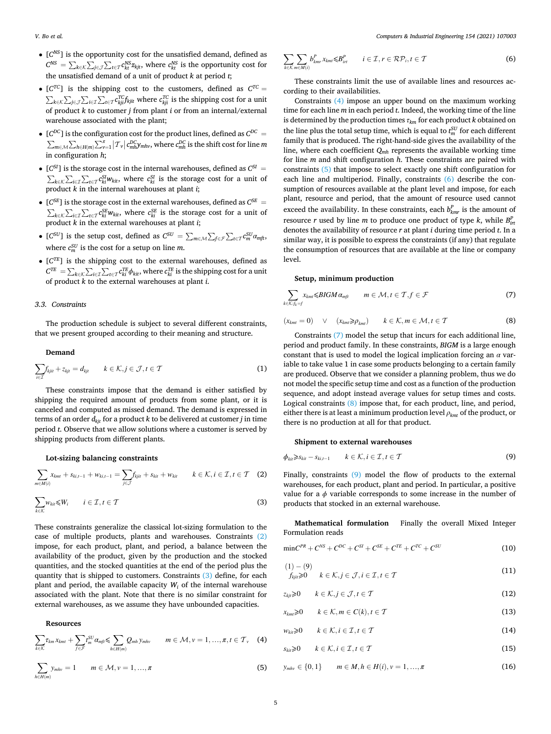- [$C^{NS}$] is the opportunity cost for the unsatisfied demand, defined as $C^{NS} = \sum_{k\in\mathcal{K}}\sum_{j\in\mathcal{J}}\sum_{t\in\mathcal{T}} c^{NS}_{kt} z_{kjt}$, where $c^{NS}_{kt}$ is the opportunity cost for the unsatisfied demand of a unit of product $k$ at period $t$;
- [$C^{TC}$] is the shipping cost to the customers, defined as $C^{TC} = \sum_{k\in\mathcal{K}}\sum_{j\in\mathcal{J}}\sum_{i\in\mathcal{I}}\sum_{t\in\mathcal{T}} c^{TC}_{kji} f_{kjit}$ where $c^{TC}_{kji}$ is the shipping cost for a unit of product $k$ to customer $j$ from plant $i$ or from an internal/external warehouse associated with the plant;
- [$C^{DC}$] is the configuration cost for the product lines, defined as $C^{DC} = \sum_{m\in\mathcal{M}}\sum_{h\in H(m)}\sum_{v=1}^{\pi} |\mathcal{T}_v| c^{DC}_{mh} y_{mhv}$, where $c^{DC}_{mh}$ is the shift cost for line $m$ in configuration $h$;
- [$C^{SI}$] is the storage cost in the internal warehouses, defined as $C^{SI} = \sum_{k\in\mathcal{K}}\sum_{i\in\mathcal{I}}\sum_{t\in\mathcal{T}} c^{SI}_{ki} w_{kit}$, where $c^{SI}_{ki}$ is the storage cost for a unit of product $k$ in the internal warehouses at plant $i$;
- [$C^{SE}$] is the storage cost in the external warehouses, defined as $C^{SE} = \sum_{k\in\mathcal{K}}\sum_{i\in\mathcal{I}}\sum_{t\in\mathcal{T}} c^{SE}_{ki} w_{kit}$, where $c^{SE}_{ki}$ is the storage cost for a unit of product $k$ in the external warehouses at plant $i$;
- [$C^{SU}$] is the setup cost, defined as $C^{SU} = \sum_{m\in\mathcal{M}}\sum_{f\in\mathcal{F}}\sum_{t\in\mathcal{T}} c^{SU}_{m} \alpha_{mft}$, where $c^{SU}_{m}$ is the cost for a setup on line $m$.
- [$C^{TE}$] is the shipping cost to the external warehouses, defined as $C^{TE} = \sum_{k\in\mathcal{K}}\sum_{i\in\mathcal{I}}\sum_{t\in\mathcal{T}} c^{TE}_{ki} \phi_{kit}$, where $c^{TE}_{ki}$ is the shipping cost for a unit of product $k$ to the external warehouses at plant $i$.

### 3.3. Constraints

The production schedule is subject to several different constraints, that we present grouped according to their meaning and structure.

**Demand**

$$\sum_{i\in\mathcal{I}} f_{kjit} + z_{kjt} = d_{kjt} \qquad k\in\mathcal{K}, j\in\mathcal{J}, t\in\mathcal{T} \tag{1}$$

These constraints impose that the demand is either satisfied by shipping the required amount of products from some plant, or it is canceled and computed as missed demand. The demand is expressed in terms of an order $d_{kjt}$ for a product $k$ to be delivered at customer $j$ in time period $t$. Observe that we allow solutions where a customer is served by shipping products from different plants.

**Lot-sizing balancing constraints**

$$\sum_{m\in M(i)} x_{kmt} + s_{ki,t-1} + w_{ki,t-1} = \sum_{j\in\mathcal{J}} f_{kjit} + s_{kit} + w_{kit} \qquad k\in\mathcal{K}, i\in\mathcal{I}, t\in\mathcal{T} \tag{2}$$

$$\sum_{k\in\mathcal{K}} w_{kit} \leqslant W_i \qquad i\in\mathcal{I}, t\in\mathcal{T} \tag{3}$$

These constraints generalize the classical lot-sizing formulation to the case of multiple products, plants and warehouses. Constraints (2) impose, for each product, plant, and period, a balance between the availability of the product, given by the production and the stocked quantities, and the stocked quantities at the end of the period plus the quantity that is shipped to customers. Constraints (3) define, for each plant and period, the available capacity $W_i$ of the internal warehouse associated with the plant. Note that there is no similar constraint for external warehouses, as we assume they have unbounded capacities.

**Resources**

$$\sum_{k\in\mathcal{K}} \tau_{km} x_{kmt} + \sum_{f\in\mathcal{F}} t^{SU}_{m} \alpha_{mft} \leqslant \sum_{h\in H(m)} Q_{mh} y_{mhv} \qquad m\in\mathcal{M}, v=1,\dots,\pi, t\in\mathcal{T}_v \tag{4}$$

$$\sum_{h\in H(m)} y_{mhv} = 1 \qquad m\in\mathcal{M}, v=1,\dots,\pi \tag{5}$$

$$\sum_{k\in\mathcal{K}}\sum_{m\in M(i)} b^{P}_{kmr} x_{kmt} \leqslant B^{P}_{irt} \qquad i\in\mathcal{I}, r\in\mathcal{RP}_i, t\in\mathcal{T} \tag{6}$$

These constraints limit the use of available lines and resources according to their availabilities.

Constraints (4) impose an upper bound on the maximum working time for each line $m$ in each period $t$. Indeed, the working time of the line is determined by the production times $\tau_{km}$ for each product $k$ obtained on the line plus the total setup time, which is equal to $t^{SU}_{m}$ for each different family that is produced. The right-hand-side gives the availability of the line, where each coefficient $Q_{mh}$ represents the available working time for line $m$ and shift configuration $h$. These constraints are paired with constraints (5) that impose to select exactly one shift configuration for each line and multiperiod. Finally, constraints (6) describe the consumption of resources available at the plant level and impose, for each plant, resource and period, that the amount of resource used cannot exceed the availability. In these constraints, each $b^{P}_{kmr}$ is the amount of resource $r$ used by line $m$ to produce one product of type $k$, while $B^{P}_{irt}$ denotes the availability of resource $r$ at plant $i$ during time period $t$. In a similar way, it is possible to express the constraints (if any) that regulate the consumption of resources that are available at the line or company level.

**Setup, minimum production**

$$\sum_{k\in\mathcal{K}: f_k = f} x_{kmt} \leqslant BIGM\, \alpha_{mft} \qquad m\in\mathcal{M}, t\in\mathcal{T}, f\in\mathcal{F} \tag{7}$$

$$(x_{kmt} = 0) \quad \vee \quad (x_{kmt} \geqslant \rho_{kmt}) \qquad k\in\mathcal{K}, m\in\mathcal{M}, t\in\mathcal{T} \tag{8}$$

Constraints (7) model the setup that incurs for each additional line, period and product family. In these constraints, *BIGM* is a large enough constant that is used to model the logical implication forcing an $\alpha$ variable to take value 1 in case some products belonging to a certain family are produced. Observe that we consider a planning problem, thus we do not model the specific setup time and cost as a function of the production sequence, and adopt instead average values for setup times and costs. Logical constraints (8) impose that, for each product, line, and period, either there is at least a minimum production level $\rho_{kmt}$ of the product, or there is no production at all for that product.

**Shipment to external warehouses**

$$\phi_{kit} \geqslant s_{kit} - s_{ki,t-1} \qquad k\in\mathcal{K}, i\in\mathcal{I}, t\in\mathcal{T} \tag{9}$$

Finally, constraints (9) model the flow of products to the external warehouses, for each product, plant and period. In particular, a positive value for a $\phi$ variable corresponds to some increase in the number of products that stocked in an external warehouse.

**Mathematical formulation** Finally the overall Mixed Integer Formulation reads

$$\min C^{PR} + C^{NS} + C^{DC} + C^{SI} + C^{SE} + C^{TE} + C^{TC} + C^{SU} \tag{10}$$

$$\begin{aligned} &(1)-(9) \\ &f_{kjit} \geqslant 0 \qquad k\in\mathcal{K}, j\in\mathcal{J}, i\in\mathcal{I}, t\in\mathcal{T} \end{aligned} \tag{11}$$

$$z_{kjt} \geqslant 0 \qquad k\in\mathcal{K}, j\in\mathcal{J}, t\in\mathcal{T} \tag{12}$$

$$x_{kmt} \geqslant 0 \qquad k\in\mathcal{K}, m\in C(k), t\in\mathcal{T} \tag{13}$$

$$w_{kit} \geqslant 0 \qquad k\in\mathcal{K}, i\in\mathcal{I}, t\in\mathcal{T} \tag{14}$$

$$s_{kit} \geqslant 0 \qquad k\in\mathcal{K}, i\in\mathcal{I}, t\in\mathcal{T} \tag{15}$$

$$y_{mhv} \in \{0,1\} \qquad m\in M, h\in H(i), v=1,\dots,\pi \tag{16}$$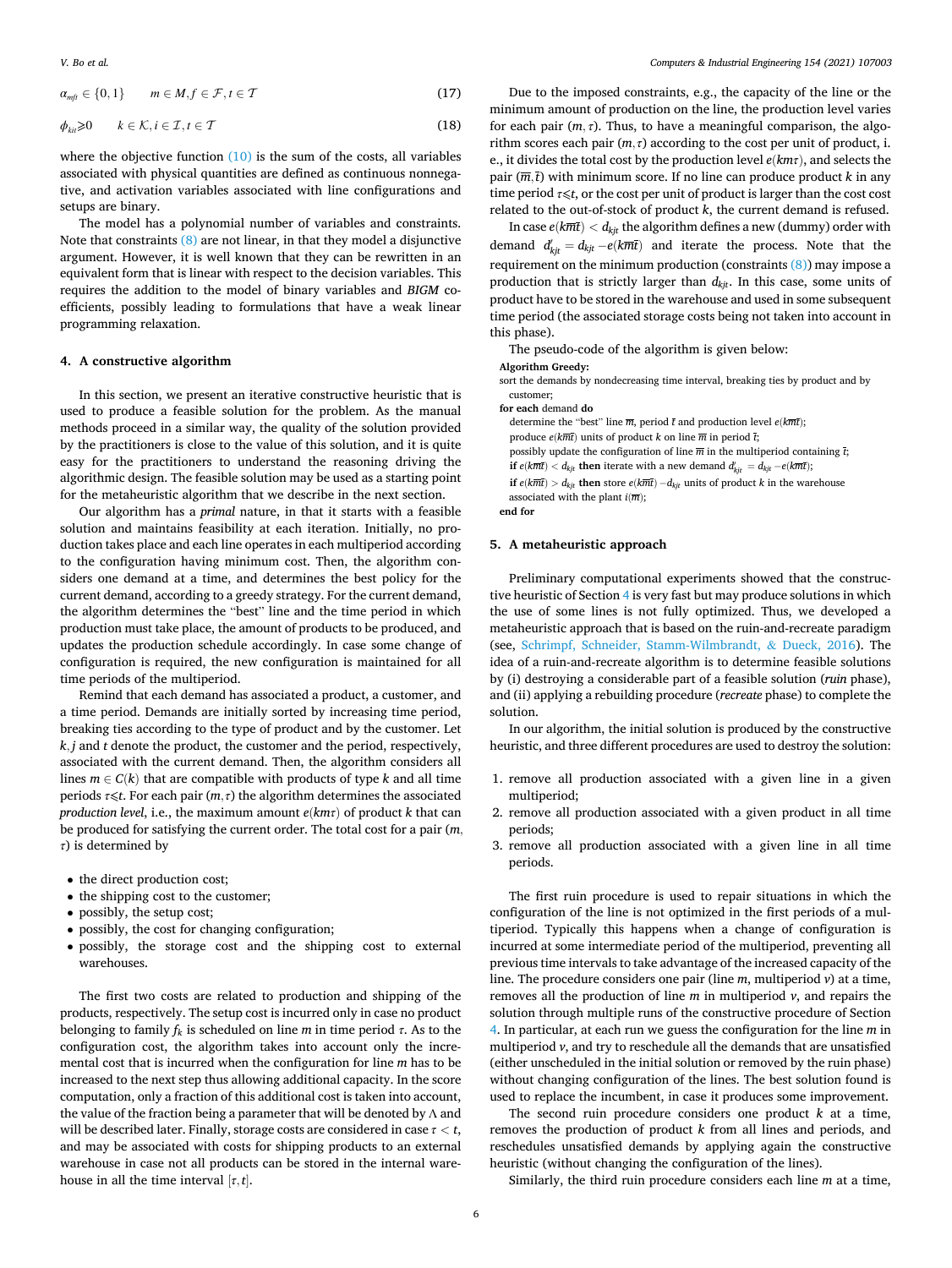$$\alpha_{mft} \in \{0,1\} \qquad m \in M, f \in \mathcal{F}, t \in \mathcal{T} \tag{17}$$

$$\phi_{kit} \geqslant 0 \qquad k \in \mathcal{K}, i \in \mathcal{I}, t \in \mathcal{T} \tag{18}$$

where the objective function (10) is the sum of the costs, all variables associated with physical quantities are defined as continuous nonnegative, and activation variables associated with line configurations and setups are binary.

The model has a polynomial number of variables and constraints. Note that constraints (8) are not linear, in that they model a disjunctive argument. However, it is well known that they can be rewritten in an equivalent form that is linear with respect to the decision variables. This requires the addition to the model of binary variables and *BIGM* coefficients, possibly leading to formulations that have a weak linear programming relaxation.

## 4. A constructive algorithm

In this section, we present an iterative constructive heuristic that is used to produce a feasible solution for the problem. As the manual methods proceed in a similar way, the quality of the solution provided by the practitioners is close to the value of this solution, and it is quite easy for the practitioners to understand the reasoning driving the algorithmic design. The feasible solution may be used as a starting point for the metaheuristic algorithm that we describe in the next section.

Our algorithm has a *primal* nature, in that it starts with a feasible solution and maintains feasibility at each iteration. Initially, no production takes place and each line operates in each multiperiod according to the configuration having minimum cost. Then, the algorithm considers one demand at a time, and determines the best policy for the current demand, according to a greedy strategy. For the current demand, the algorithm determines the "best" line and the time period in which production must take place, the amount of products to be produced, and updates the production schedule accordingly. In case some change of configuration is required, the new configuration is maintained for all time periods of the multiperiod.

Remind that each demand has associated a product, a customer, and a time period. Demands are initially sorted by increasing time period, breaking ties according to the type of product and by the customer. Let $k, j$ and $t$ denote the product, the customer and the period, respectively, associated with the current demand. Then, the algorithm considers all lines $m \in C(k)$ that are compatible with products of type $k$ and all time periods $\tau \leqslant t$. For each pair $(m, \tau)$ the algorithm determines the associated *production level*, i.e., the maximum amount $e(km\tau)$ of product $k$ that can be produced for satisfying the current order. The total cost for a pair $(m, \tau)$ is determined by

- the direct production cost;
- the shipping cost to the customer;
- possibly, the setup cost;
- possibly, the cost for changing configuration;
- possibly, the storage cost and the shipping cost to external warehouses.

The first two costs are related to production and shipping of the products, respectively. The setup cost is incurred only in case no product belonging to family $f_k$ is scheduled on line $m$ in time period $\tau$. As to the configuration cost, the algorithm takes into account only the incremental cost that is incurred when the configuration for line $m$ has to be increased to the next step thus allowing additional capacity. In the score computation, only a fraction of this additional cost is taken into account, the value of the fraction being a parameter that will be denoted by $\Lambda$ and will be described later. Finally, storage costs are considered in case $\tau < t$, and may be associated with costs for shipping products to an external warehouse in case not all products can be stored in the internal warehouse in all the time interval $[\tau, t]$.

Due to the imposed constraints, e.g., the capacity of the line or the minimum amount of production on the line, the production level varies for each pair $(m, \tau)$. Thus, to have a meaningful comparison, the algorithm scores each pair $(m, \tau)$ according to the cost per unit of product, i.e., it divides the total cost by the production level $e(km\tau)$, and selects the pair $(\overline{m}, \overline{t})$ with minimum score. If no line can produce product $k$ in any time period $\tau \leqslant t$, or the cost per unit of product is larger than the cost cost related to the out-of-stock of product $k$, the current demand is refused.

In case $e(k\overline{m}\overline{t}) < d_{kjt}$ the algorithm defines a new (dummy) order with demand $d'_{kjt} = d_{kjt} - e(k\overline{m}\overline{t})$ and iterate the process. Note that the requirement on the minimum production (constraints (8)) may impose a production that is strictly larger than $d_{kjt}$. In this case, some units of product have to be stored in the warehouse and used in some subsequent time period (the associated storage costs being not taken into account in this phase).

The pseudo-code of the algorithm is given below:

**Algorithm Greedy:**
sort the demands by nondecreasing time interval, breaking ties by product and by customer;
**for each** demand **do**
  determine the "best" line $\overline{m}$, period $\overline{t}$ and production level $e(k\overline{m}\overline{t})$;
  produce $e(k\overline{m}\overline{t})$ units of product $k$ on line $\overline{m}$ in period $\overline{t}$;
  possibly update the configuration of line $\overline{m}$ in the multiperiod containing $\overline{t}$;
  **if** $e(k\overline{m}\overline{t}) < d_{kjt}$ **then** iterate with a new demand $d'_{kjt} = d_{kjt} - e(k\overline{m}\overline{t})$;
  **if** $e(k\overline{m}\overline{t}) > d_{kjt}$ **then** store $e(k\overline{m}\overline{t}) - d_{kjt}$ units of product $k$ in the warehouse associated with the plant $i(\overline{m})$;
**end for**

## 5. A metaheuristic approach

Preliminary computational experiments showed that the constructive heuristic of Section 4 is very fast but may produce solutions in which the use of some lines is not fully optimized. Thus, we developed a metaheuristic approach that is based on the ruin-and-recreate paradigm (see, Schrimpf, Schneider, Stamm-Wilmbrandt, & Dueck, 2016). The idea of a ruin-and-recreate algorithm is to determine feasible solutions by (i) destroying a considerable part of a feasible solution (*ruin* phase), and (ii) applying a rebuilding procedure (*recreate* phase) to complete the solution.

In our algorithm, the initial solution is produced by the constructive heuristic, and three different procedures are used to destroy the solution:

1. remove all production associated with a given line in a given multiperiod;
2. remove all production associated with a given product in all time periods;
3. remove all production associated with a given line in all time periods.

The first ruin procedure is used to repair situations in which the configuration of the line is not optimized in the first periods of a multiperiod. Typically this happens when a change of configuration is incurred at some intermediate period of the multiperiod, preventing all previous time intervals to take advantage of the increased capacity of the line. The procedure considers one pair (line $m$, multiperiod $v$) at a time, removes all the production of line $m$ in multiperiod $v$, and repairs the solution through multiple runs of the constructive procedure of Section 4. In particular, at each run we guess the configuration for the line $m$ in multiperiod $v$, and try to reschedule all the demands that are unsatisfied (either unscheduled in the initial solution or removed by the ruin phase) without changing configuration of the lines. The best solution found is used to replace the incumbent, in case it produces some improvement.

The second ruin procedure considers one product $k$ at a time, removes the production of product $k$ from all lines and periods, and reschedules unsatisfied demands by applying again the constructive heuristic (without changing the configuration of the lines).

Similarly, the third ruin procedure considers each line $m$ at a time,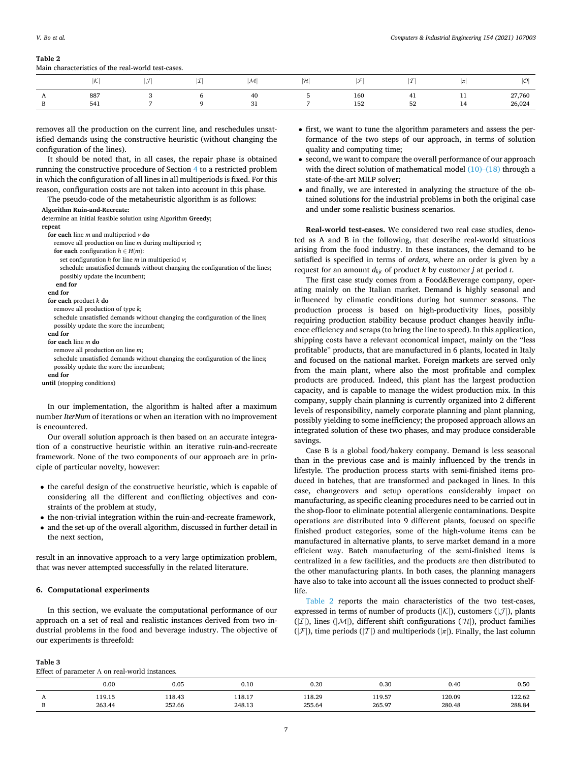**Table 2**
Main characteristics of the real-world test-cases.

| | $\|\mathcal{K}\|$ | $\|\mathcal{J}\|$ | $\|\mathcal{I}\|$ | $\|\mathcal{M}\|$ | $\|\mathcal{H}\|$ | $\|\mathcal{F}\|$ | $\|\mathcal{T}\|$ | $\|\pi\|$ | $\|\mathcal{O}\|$ |
|---|---|---|---|---|---|---|---|---|---|
| A | 887 | 3 | 6 | 40 | 5 | 160 | 41 | 11 | 27,760 |
| B | 541 | 7 | 9 | 31 | 7 | 152 | 52 | 14 | 26,024 |

removes all the production on the current line, and reschedules unsatisfied demands using the constructive heuristic (without changing the configuration of the lines).

It should be noted that, in all cases, the repair phase is obtained running the constructive procedure of Section 4 to a restricted problem in which the configuration of all lines in all multiperiods is fixed. For this reason, configuration costs are not taken into account in this phase.

The pseudo-code of the metaheuristic algorithm is as follows:

```
Algorithm Ruin-and-Recreate:
determine an initial feasible solution using Algorithm Greedy;
repeat
  for each line m and multiperiod v do
    remove all production on line m during multiperiod v;
    for each configuration h ∈ H(m):
      set configuration h for line m in multiperiod v;
      schedule unsatisfied demands without changing the configuration of the lines;
      possibly update the incumbent;
    end for
  end for
  for each product k do
    remove all production of type k;
    schedule unsatisfied demands without changing the configuration of the lines;
    possibly update the store the incumbent;
  end for
  for each line m do
    remove all production on line m;
    schedule unsatisfied demands without changing the configuration of the lines;
    possibly update the store the incumbent;
  end for
until (stopping conditions)
```

In our implementation, the algorithm is halted after a maximum number ***IterNum*** of iterations or when an iteration with no improvement is encountered.

Our overall solution approach is then based on an accurate integration of a constructive heuristic within an iterative ruin-and-recreate framework. None of the two components of our approach are in principle of particular novelty, however:

- the careful design of the constructive heuristic, which is capable of considering all the different and conflicting objectives and constraints of the problem at study,
- the non-trivial integration within the ruin-and-recreate framework,
- and the set-up of the overall algorithm, discussed in further detail in the next section,

result in an innovative approach to a very large optimization problem, that was never attempted successfully in the related literature.

## 6. Computational experiments

In this section, we evaluate the computational performance of our approach on a set of real and realistic instances derived from two industrial problems in the food and beverage industry. The objective of our experiments is threefold:

- first, we want to tune the algorithm parameters and assess the performance of the two steps of our approach, in terms of solution quality and computing time;
- second, we want to compare the overall performance of our approach with the direct solution of mathematical model (10)–(18) through a state-of-the-art MILP solver;
- and finally, we are interested in analyzing the structure of the obtained solutions for the industrial problems in both the original case and under some realistic business scenarios.

**Real-world test-cases.** We considered two real case studies, denoted as A and B in the following, that describe real-world situations arising from the food industry. In these instances, the demand to be satisfied is specified in terms of *orders*, where an order is given by a request for an amount $d_{kjt}$ of product $k$ by customer $j$ at period $t$.

The first case study comes from a Food&Beverage company, operating mainly on the Italian market. Demand is highly seasonal and influenced by climatic conditions during hot summer seasons. The production process is based on high-productivity lines, possibly requiring production stability because product changes heavily influence efficiency and scraps (to bring the line to speed). In this application, shipping costs have a relevant economical impact, mainly on the "less profitable" products, that are manufactured in 6 plants, located in Italy and focused on the national market. Foreign markets are served only from the main plant, where also the most profitable and complex products are produced. Indeed, this plant has the largest production capacity, and is capable to manage the widest production mix. In this company, supply chain planning is currently organized into 2 different levels of responsibility, namely corporate planning and plant planning, possibly yielding to some inefficiency; the proposed approach allows an integrated solution of these two phases, and may produce considerable savings.

Case B is a global food/bakery company. Demand is less seasonal than in the previous case and is mainly influenced by the trends in lifestyle. The production process starts with semi-finished items produced in batches, that are transformed and packaged in lines. In this case, changeovers and setup operations considerably impact on manufacturing, as specific cleaning procedures need to be carried out in the shop-floor to eliminate potential allergenic contaminations. Despite operations are distributed into 9 different plants, focused on specific finished product categories, some of the high-volume items can be manufactured in alternative plants, to serve market demand in a more efficient way. Batch manufacturing of the semi-finished items is centralized in a few facilities, and the products are then distributed to the other manufacturing plants. In both cases, the planning managers have also to take into account all the issues connected to product shelf-life.

Table 2 reports the main characteristics of the two test-cases, expressed in terms of number of products ($|\mathcal{K}|$), customers ($|\mathcal{J}|$), plants ($|\mathcal{I}|$), lines ($|\mathcal{M}|$), different shift configurations ($|\mathcal{H}|$), product families ($|\mathcal{F}|$), time periods ($|\mathcal{T}|$) and multiperiods ($|\pi|$). Finally, the last column

**Table 3**
Effect of parameter $\Lambda$ on real-world instances.

| | 0.00 | 0.05 | 0.10 | 0.20 | 0.30 | 0.40 | 0.50 |
|---|---|---|---|---|---|---|---|
| A | 119.15 | 118.43 | 118.17 | 118.29 | 119.57 | 120.09 | 122.62 |
| B | 263.44 | 252.66 | 248.13 | 255.64 | 265.97 | 280.48 | 288.84 |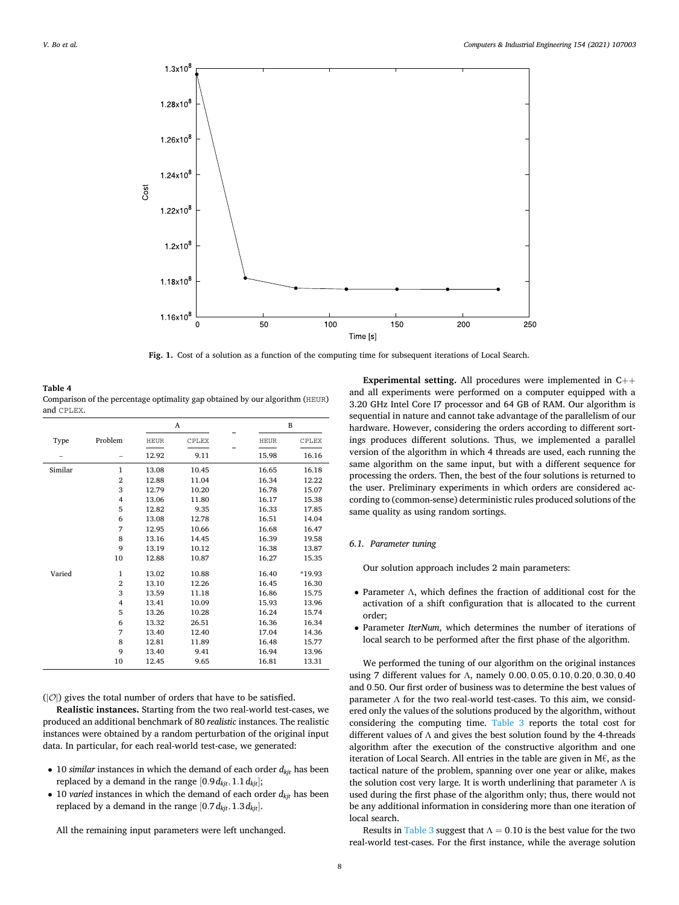**Fig. 1.** Cost of a solution as a function of the computing time for subsequent iterations of Local Search.

**Table 4**
Comparison of the percentage optimality gap obtained by our algorithm (HEUR) and CPLEX.

| Type | Problem | A | | B | |
|---|---|---|---|---|---|
| | | HEUR | CPLEX | HEUR | CPLEX |
| – | – | 12.92 | 9.11 | 15.98 | 16.16 |
| Similar | 1 | 13.08 | 10.45 | 16.65 | 16.18 |
| | 2 | 12.88 | 11.04 | 16.34 | 12.22 |
| | 3 | 12.79 | 10.20 | 16.78 | 15.07 |
| | 4 | 13.06 | 11.80 | 16.17 | 15.38 |
| | 5 | 12.82 | 9.35 | 16.33 | 17.85 |
| | 6 | 13.08 | 12.78 | 16.51 | 14.04 |
| | 7 | 12.95 | 10.66 | 16.68 | 16.47 |
| | 8 | 13.16 | 14.45 | 16.39 | 19.58 |
| | 9 | 13.19 | 10.12 | 16.38 | 13.87 |
| | 10 | 12.88 | 10.87 | 16.27 | 15.35 |
| Varied | 1 | 13.02 | 10.88 | 16.40 | *19.93 |
| | 2 | 13.10 | 12.26 | 16.45 | 16.30 |
| | 3 | 13.59 | 11.18 | 16.86 | 15.75 |
| | 4 | 13.41 | 10.09 | 15.93 | 13.96 |
| | 5 | 13.26 | 10.28 | 16.24 | 15.74 |
| | 6 | 13.32 | 26.51 | 16.36 | 16.34 |
| | 7 | 13.40 | 12.40 | 17.04 | 14.36 |
| | 8 | 12.81 | 11.89 | 16.48 | 15.77 |
| | 9 | 13.40 | 9.41 | 16.94 | 13.96 |
| | 10 | 12.45 | 9.65 | 16.81 | 13.31 |

($|\mathcal{O}|$) gives the total number of orders that have to be satisfied.

**Realistic instances.** Starting from the two real-world test-cases, we produced an additional benchmark of 80 *realistic* instances. The realistic instances were obtained by a random perturbation of the original input data. In particular, for each real-world test-case, we generated:

- 10 *similar* instances in which the demand of each order $d_{kjt}$ has been replaced by a demand in the range $[0.9\,d_{kjt}, 1.1\,d_{kjt}]$;
- 10 *varied* instances in which the demand of each order $d_{kjt}$ has been replaced by a demand in the range $[0.7\,d_{kjt}, 1.3\,d_{kjt}]$.

All the remaining input parameters were left unchanged.

**Experimental setting.** All procedures were implemented in C++ and all experiments were performed on a computer equipped with a 3.20 GHz Intel Core I7 processor and 64 GB of RAM. Our algorithm is sequential in nature and cannot take advantage of the parallelism of our hardware. However, considering the orders according to different sortings produces different solutions. Thus, we implemented a parallel version of the algorithm in which 4 threads are used, each running the same algorithm on the same input, but with a different sequence for processing the orders. Then, the best of the four solutions is returned to the user. Preliminary experiments in which orders are considered according to (common-sense) deterministic rules produced solutions of the same quality as using random sortings.

### 6.1. Parameter tuning

Our solution approach includes 2 main parameters:

- Parameter $\Lambda$, which defines the fraction of additional cost for the activation of a shift configuration that is allocated to the current order;
- Parameter *IterNum*, which determines the number of iterations of local search to be performed after the first phase of the algorithm.

We performed the tuning of our algorithm on the original instances using 7 different values for $\Lambda$, namely $0.00, 0.05, 0.10, 0.20, 0.30, 0.40$ and $0.50$. Our first order of business was to determine the best values of parameter $\Lambda$ for the two real-world test-cases. To this aim, we considered only the values of the solutions produced by the algorithm, without considering the computing time. Table 3 reports the total cost for different values of $\Lambda$ and gives the best solution found by the 4-threads algorithm after the execution of the constructive algorithm and one iteration of Local Search. All entries in the table are given in M€, as the tactical nature of the problem, spanning over one year or alike, makes the solution cost very large. It is worth underlining that parameter $\Lambda$ is used during the first phase of the algorithm only; thus, there would not be any additional information in considering more than one iteration of local search.

Results in Table 3 suggest that $\Lambda = 0.10$ is the best value for the two real-world test-cases. For the first instance, while the average solution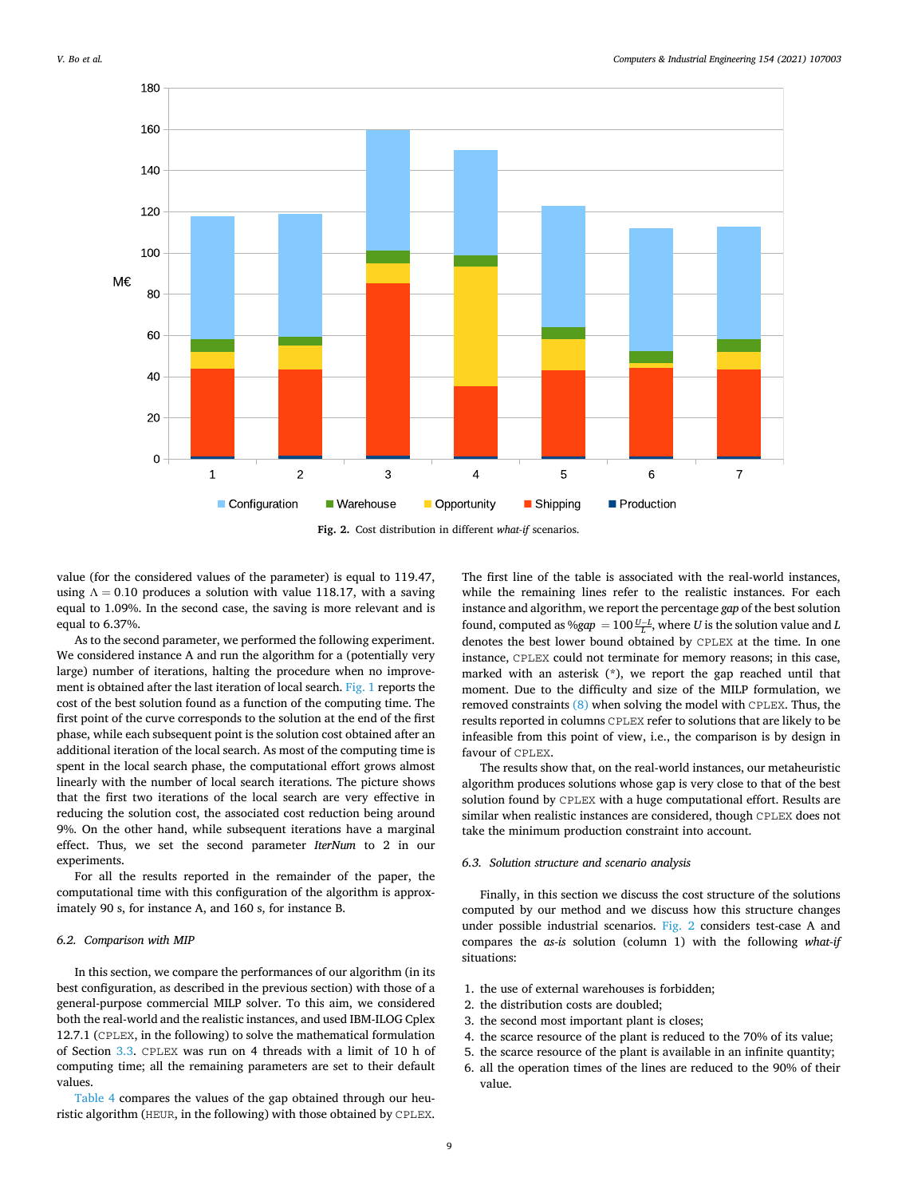Fig. 2. Cost distribution in different *what-if* scenarios.

value (for the considered values of the parameter) is equal to 119.47, using $\Lambda = 0.10$ produces a solution with value 118.17, with a saving equal to 1.09%. In the second case, the saving is more relevant and is equal to 6.37%.

As to the second parameter, we performed the following experiment. We considered instance A and run the algorithm for a (potentially very large) number of iterations, halting the procedure when no improvement is obtained after the last iteration of local search. Fig. 1 reports the cost of the best solution found as a function of the computing time. The first point of the curve corresponds to the solution at the end of the first phase, while each subsequent point is the solution cost obtained after an additional iteration of the local search. As most of the computing time is spent in the local search phase, the computational effort grows almost linearly with the number of local search iterations. The picture shows that the first two iterations of the local search are very effective in reducing the solution cost, the associated cost reduction being around 9%. On the other hand, while subsequent iterations have a marginal effect. Thus, we set the second parameter *IterNum* to 2 in our experiments.

For all the results reported in the remainder of the paper, the computational time with this configuration of the algorithm is approximately 90 s, for instance A, and 160 s, for instance B.

### 6.2. Comparison with MIP

In this section, we compare the performances of our algorithm (in its best configuration, as described in the previous section) with those of a general-purpose commercial MILP solver. To this aim, we considered both the real-world and the realistic instances, and used IBM-ILOG Cplex 12.7.1 (CPLEX, in the following) to solve the mathematical formulation of Section 3.3. CPLEX was run on 4 threads with a limit of 10 h of computing time; all the remaining parameters are set to their default values.

Table 4 compares the values of the gap obtained through our heuristic algorithm (HEUR, in the following) with those obtained by CPLEX. The first line of the table is associated with the real-world instances, while the remaining lines refer to the realistic instances. For each instance and algorithm, we report the percentage *gap* of the best solution found, computed as $\%gap = 100\frac{U-L}{L}$, where $U$ is the solution value and $L$ denotes the best lower bound obtained by CPLEX at the time. In one instance, CPLEX could not terminate for memory reasons; in this case, marked with an asterisk (*), we report the gap reached until that moment. Due to the difficulty and size of the MILP formulation, we removed constraints (8) when solving the model with CPLEX. Thus, the results reported in columns CPLEX refer to solutions that are likely to be infeasible from this point of view, i.e., the comparison is by design in favour of CPLEX.

The results show that, on the real-world instances, our metaheuristic algorithm produces solutions whose gap is very close to that of the best solution found by CPLEX with a huge computational effort. Results are similar when realistic instances are considered, though CPLEX does not take the minimum production constraint into account.

### 6.3. Solution structure and scenario analysis

Finally, in this section we discuss the cost structure of the solutions computed by our method and we discuss how this structure changes under possible industrial scenarios. Fig. 2 considers test-case A and compares the *as-is* solution (column 1) with the following *what-if* situations:

1. the use of external warehouses is forbidden;
2. the distribution costs are doubled;
3. the second most important plant is closes;
4. the scarce resource of the plant is reduced to the 70% of its value;
5. the scarce resource of the plant is available in an infinite quantity;
6. all the operation times of the lines are reduced to the 90% of their value.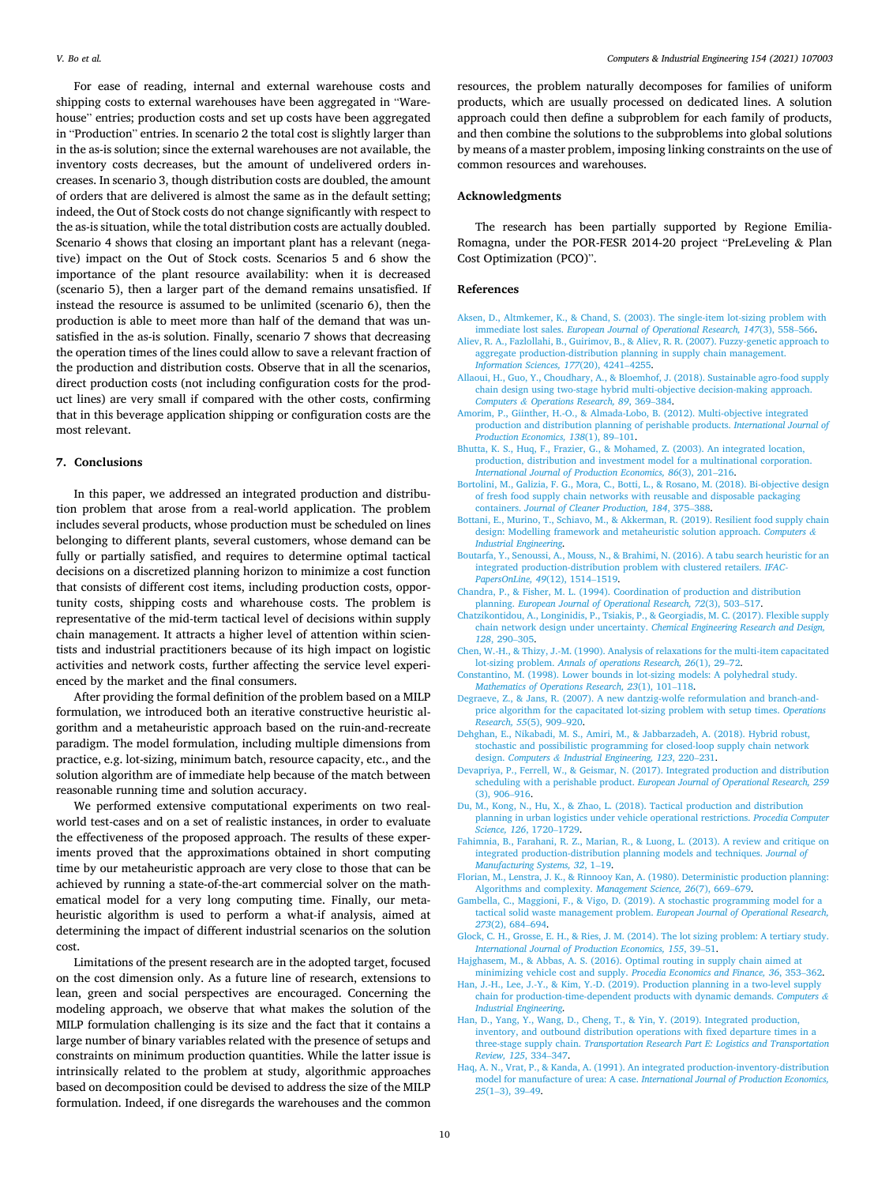For ease of reading, internal and external warehouse costs and shipping costs to external warehouses have been aggregated in "Warehouse" entries; production costs and set up costs have been aggregated in "Production" entries. In scenario 2 the total cost is slightly larger than in the as-is solution; since the external warehouses are not available, the inventory costs decreases, but the amount of undelivered orders increases. In scenario 3, though distribution costs are doubled, the amount of orders that are delivered is almost the same as in the default setting; indeed, the Out of Stock costs do not change significantly with respect to the as-is situation, while the total distribution costs are actually doubled. Scenario 4 shows that closing an important plant has a relevant (negative) impact on the Out of Stock costs. Scenarios 5 and 6 show the importance of the plant resource availability: when it is decreased (scenario 5), then a larger part of the demand remains unsatisfied. If instead the resource is assumed to be unlimited (scenario 6), then the production is able to meet more than half of the demand that was unsatisfied in the as-is solution. Finally, scenario 7 shows that decreasing the operation times of the lines could allow to save a relevant fraction of the production and distribution costs. Observe that in all the scenarios, direct production costs (not including configuration costs for the product lines) are very small if compared with the other costs, confirming that in this beverage application shipping or configuration costs are the most relevant.

## 7. Conclusions

In this paper, we addressed an integrated production and distribution problem that arose from a real-world application. The problem includes several products, whose production must be scheduled on lines belonging to different plants, several customers, whose demand can be fully or partially satisfied, and requires to determine optimal tactical decisions on a discretized planning horizon to minimize a cost function that consists of different cost items, including production costs, opportunity costs, shipping costs and wharehouse costs. The problem is representative of the mid-term tactical level of decisions within supply chain management. It attracts a higher level of attention within scientists and industrial practitioners because of its high impact on logistic activities and network costs, further affecting the service level experienced by the market and the final consumers.

After providing the formal definition of the problem based on a MILP formulation, we introduced both an iterative constructive heuristic algorithm and a metaheuristic approach based on the ruin-and-recreate paradigm. The model formulation, including multiple dimensions from practice, e.g. lot-sizing, minimum batch, resource capacity, etc., and the solution algorithm are of immediate help because of the match between reasonable running time and solution accuracy.

We performed extensive computational experiments on two real-world test-cases and on a set of realistic instances, in order to evaluate the effectiveness of the proposed approach. The results of these experiments proved that the approximations obtained in short computing time by our metaheuristic approach are very close to those that can be achieved by running a state-of-the-art commercial solver on the mathematical model for a very long computing time. Finally, our metaheuristic algorithm is used to perform a what-if analysis, aimed at determining the impact of different industrial scenarios on the solution cost.

Limitations of the present research are in the adopted target, focused on the cost dimension only. As a future line of research, extensions to lean, green and social perspectives are encouraged. Concerning the modeling approach, we observe that what makes the solution of the MILP formulation challenging is its size and the fact that it contains a large number of binary variables related with the presence of setups and constraints on minimum production quantities. While the latter issue is intrinsically related to the problem at study, algorithmic approaches based on decomposition could be devised to address the size of the MILP formulation. Indeed, if one disregards the warehouses and the common resources, the problem naturally decomposes for families of uniform products, which are usually processed on dedicated lines. A solution approach could then define a subproblem for each family of products, and then combine the solutions to the subproblems into global solutions by means of a master problem, imposing linking constraints on the use of common resources and warehouses.

## Acknowledgments

The research has been partially supported by Regione Emilia-Romagna, under the POR-FESR 2014-20 project "PreLeveling & Plan Cost Optimization (PCO)".

## References

Aksen, D., Altkmemer, K., & Chand, S. (2003). The single-item lot-sizing problem with immediate lost sales. *European Journal of Operational Research, 147*(3), 558–566.

Aliev, R. A., Fazlollahi, B., Guirimov, B., & Aliev, R. R. (2007). Fuzzy-genetic approach to aggregate production-distribution planning in supply chain management. *Information Sciences, 177*(20), 4241–4255.

Allaoui, H., Guo, Y., Choudhary, A., & Bloemhof, J. (2018). Sustainable agro-food supply chain design using two-stage hybrid multi-objective decision-making approach. *Computers & Operations Research, 89*, 369–384.

Amorim, P., Günther, H.-O., & Almada-Lobo, B. (2012). Multi-objective integrated production and distribution planning of perishable products. *International Journal of Production Economics, 138*(1), 89–101.

Bhutta, K. S., Huq, F., Frazier, G., & Mohamed, Z. (2003). An integrated location, production, distribution and investment model for a multinational corporation. *International Journal of Production Economics, 86*(3), 201–216.

Bortolini, M., Galizia, F. G., Mora, C., Botti, L., & Rosano, M. (2018). Bi-objective design of fresh food supply chain networks with reusable and disposable packaging containers. *Journal of Cleaner Production, 184*, 375–388.

Bottani, E., Murino, T., Schiavo, M., & Akkerman, R. (2019). Resilient food supply chain design: Modelling framework and metaheuristic solution approach. *Computers & Industrial Engineering*.

Boutarfa, Y., Senoussi, A., Mouss, N., & Brahimi, N. (2016). A tabu search heuristic for an integrated production-distribution problem with clustered retailers. *IFAC-PapersOnLine, 49*(12), 1514–1519.

Chandra, P., & Fisher, M. L. (1994). Coordination of production and distribution planning. *European Journal of Operational Research, 72*(3), 503–517.

Chatzikontidou, A., Longinidis, P., Tsiakis, P., & Georgiadis, M. C. (2017). Flexible supply chain network design under uncertainty. *Chemical Engineering Research and Design, 128*, 290–305.

Chen, W.-H., & Thizy, J.-M. (1990). Analysis of relaxations for the multi-item capacitated lot-sizing problem. *Annals of operations Research, 26*(1), 29–72.

Constantino, M. (1998). Lower bounds in lot-sizing models: A polyhedral study. *Mathematics of Operations Research, 23*(1), 101–118.

Degraeve, Z., & Jans, R. (2007). A new dantzig-wolfe reformulation and branch-and-price algorithm for the capacitated lot-sizing problem with setup times. *Operations Research, 55*(5), 909–920.

Dehghan, E., Nikabadi, M. S., Amiri, M., & Jabbarzadeh, A. (2018). Hybrid robust, stochastic and possibilistic programming for closed-loop supply chain network design. *Computers & Industrial Engineering, 123*, 220–231.

Devapriya, P., Ferrell, W., & Geismar, N. (2017). Integrated production and distribution scheduling with a perishable product. *European Journal of Operational Research, 259*(3), 906–916.

Du, M., Kong, N., Hu, X., & Zhao, L. (2018). Tactical production and distribution planning in urban logistics under vehicle operational restrictions. *Procedia Computer Science, 126*, 1720–1729.

Fahimnia, B., Farahani, R. Z., Marian, R., & Luong, L. (2013). A review and critique on integrated production-distribution planning models and techniques. *Journal of Manufacturing Systems, 32*, 1–19.

Florian, M., Lenstra, J. K., & Rinnooy Kan, A. (1980). Deterministic production planning: Algorithms and complexity. *Management Science, 26*(7), 669–679.

Gambella, C., Maggioni, F., & Vigo, D. (2019). A stochastic programming model for a tactical solid waste management problem. *European Journal of Operational Research, 273*(2), 684–694.

Glock, C. H., Grosse, E. H., & Ries, J. M. (2014). The lot sizing problem: A tertiary study. *International Journal of Production Economics, 155*, 39–51.

Hajghasem, M., & Abbas, A. S. (2016). Optimal routing in supply chain aimed at minimizing vehicle cost and supply. *Procedia Economics and Finance, 36*, 353–362.

Han, J.-H., Lee, J.-Y., & Kim, Y.-D. (2019). Production planning in a two-level supply chain for production-time-dependent products with dynamic demands. *Computers & Industrial Engineering*.

Han, D., Yang, Y., Wang, D., Cheng, T., & Yin, Y. (2019). Integrated production, inventory, and outbound distribution operations with fixed departure times in a three-stage supply chain. *Transportation Research Part E: Logistics and Transportation Review, 125*, 334–347.

Haq, A. N., Vrat, P., & Kanda, A. (1991). An integrated production-inventory-distribution model for manufacture of urea: A case. *International Journal of Production Economics, 25*(1–3), 39–49.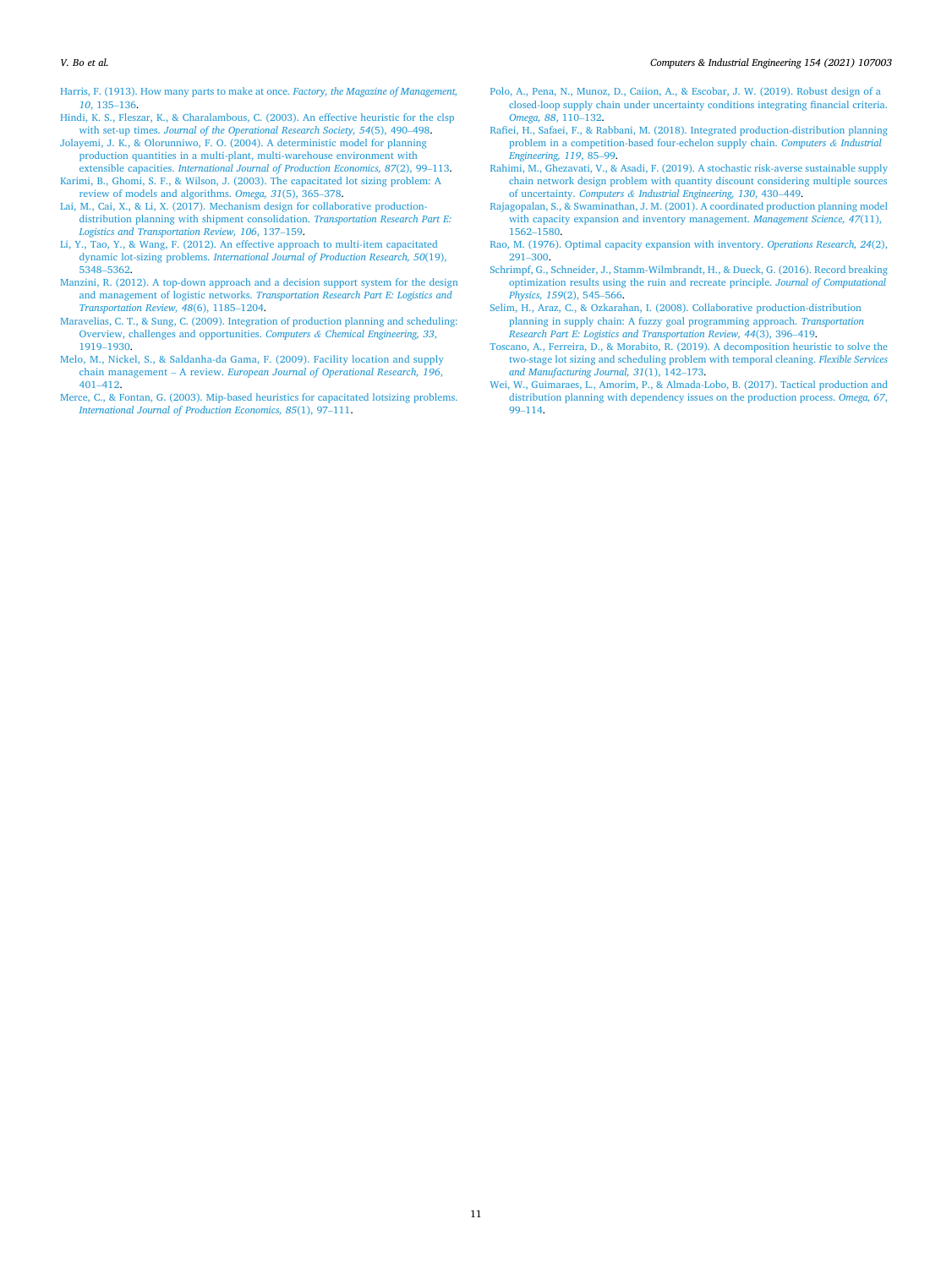Harris, F. (1913). How many parts to make at once. *Factory, the Magazine of Management, 10*, 135–136.

Hindi, K. S., Fleszar, K., & Charalambous, C. (2003). An effective heuristic for the clsp with set-up times. *Journal of the Operational Research Society, 54*(5), 490–498.

Jolayemi, J. K., & Olorunniwo, F. O. (2004). A deterministic model for planning production quantities in a multi-plant, multi-warehouse environment with extensible capacities. *International Journal of Production Economics, 87*(2), 99–113.

Karimi, B., Ghomi, S. F., & Wilson, J. (2003). The capacitated lot sizing problem: A review of models and algorithms. *Omega, 31*(5), 365–378.

Lai, M., Cai, X., & Li, X. (2017). Mechanism design for collaborative production-distribution planning with shipment consolidation. *Transportation Research Part E: Logistics and Transportation Review, 106*, 137–159.

Li, Y., Tao, Y., & Wang, F. (2012). An effective approach to multi-item capacitated dynamic lot-sizing problems. *International Journal of Production Research, 50*(19), 5348–5362.

Manzini, R. (2012). A top-down approach and a decision support system for the design and management of logistic networks. *Transportation Research Part E: Logistics and Transportation Review, 48*(6), 1185–1204.

Maravelias, C. T., & Sung, C. (2009). Integration of production planning and scheduling: Overview, challenges and opportunities. *Computers & Chemical Engineering, 33*, 1919–1930.

Melo, M., Nickel, S., & Saldanha-da Gama, F. (2009). Facility location and supply chain management – A review. *European Journal of Operational Research, 196*, 401–412.

Merce, C., & Fontan, G. (2003). Mip-based heuristics for capacitated lotsizing problems. *International Journal of Production Economics, 85*(1), 97–111.

Polo, A., Pena, N., Munoz, D., Caiion, A., & Escobar, J. W. (2019). Robust design of a closed-loop supply chain under uncertainty conditions integrating financial criteria. *Omega, 88*, 110–132.

Rafiei, H., Safaei, F., & Rabbani, M. (2018). Integrated production-distribution planning problem in a competition-based four-echelon supply chain. *Computers & Industrial Engineering, 119*, 85–99.

Rahimi, M., Ghezavati, V., & Asadi, F. (2019). A stochastic risk-averse sustainable supply chain network design problem with quantity discount considering multiple sources of uncertainty. *Computers & Industrial Engineering, 130*, 430–449.

Rajagopalan, S., & Swaminathan, J. M. (2001). A coordinated production planning model with capacity expansion and inventory management. *Management Science, 47*(11), 1562–1580.

Rao, M. (1976). Optimal capacity expansion with inventory. *Operations Research, 24*(2), 291–300.

Schrimpf, G., Schneider, J., Stamm-Wilmbrandt, H., & Dueck, G. (2016). Record breaking optimization results using the ruin and recreate principle. *Journal of Computational Physics, 159*(2), 545–566.

Selim, H., Araz, C., & Ozkarahan, I. (2008). Collaborative production-distribution planning in supply chain: A fuzzy goal programming approach. *Transportation Research Part E: Logistics and Transportation Review, 44*(3), 396–419.

Toscano, A., Ferreira, D., & Morabito, R. (2019). A decomposition heuristic to solve the two-stage lot sizing and scheduling problem with temporal cleaning. *Flexible Services and Manufacturing Journal, 31*(1), 142–173.

Wei, W., Guimaraes, L., Amorim, P., & Almada-Lobo, B. (2017). Tactical production and distribution planning with dependency issues on the production process. *Omega, 67*, 99–114.